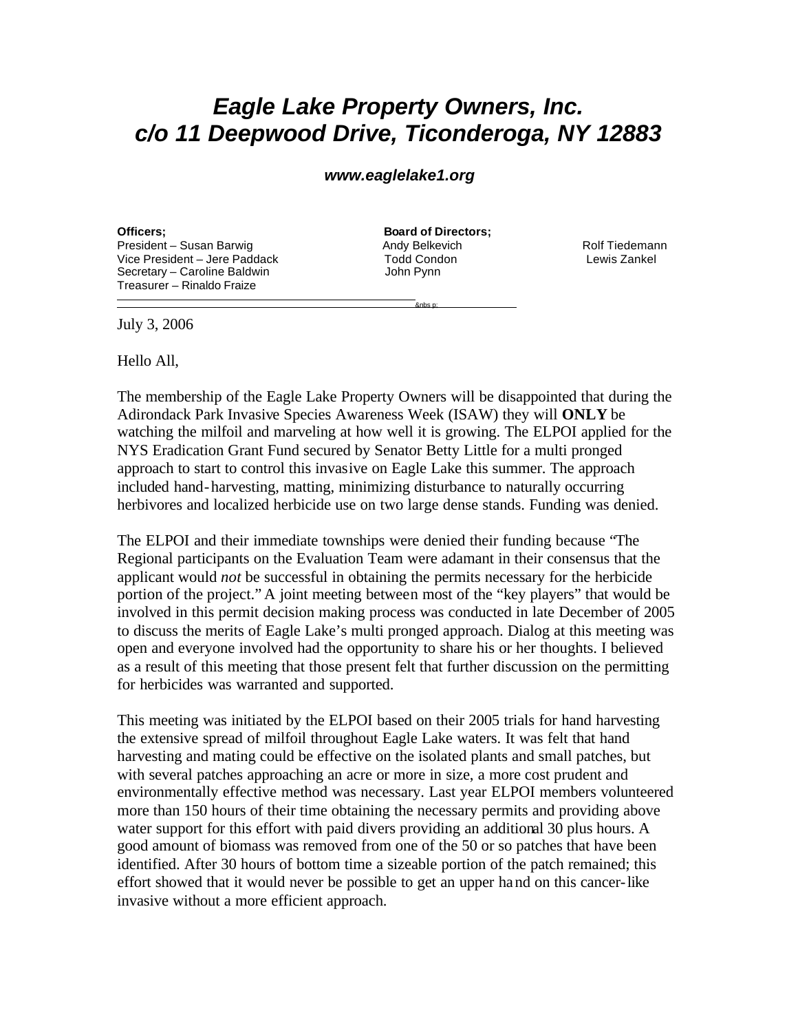# *Eagle Lake Property Owners, Inc.*
# *c/o 11 Deepwood Drive, Ticonderoga, NY 12883*

***www.eaglelake1.org***

**Officers;**
President – Susan Barwig
Vice President – Jere Paddack
Secretary – Caroline Baldwin
Treasurer – Rinaldo Fraize

**Board of Directors;**
Andy Belkevich
Todd Condon
John Pynn
Rolf Tiedemann
Lewis Zankel

---

July 3, 2006

Hello All,

The membership of the Eagle Lake Property Owners will be disappointed that during the Adirondack Park Invasive Species Awareness Week (ISAW) they will **ONLY** be watching the milfoil and marveling at how well it is growing. The ELPOI applied for the NYS Eradication Grant Fund secured by Senator Betty Little for a multi pronged approach to start to control this invasive on Eagle Lake this summer. The approach included hand-harvesting, matting, minimizing disturbance to naturally occurring herbivores and localized herbicide use on two large dense stands. Funding was denied.

The ELPOI and their immediate townships were denied their funding because "The Regional participants on the Evaluation Team were adamant in their consensus that the applicant would *not* be successful in obtaining the permits necessary for the herbicide portion of the project." A joint meeting between most of the "key players" that would be involved in this permit decision making process was conducted in late December of 2005 to discuss the merits of Eagle Lake's multi pronged approach. Dialog at this meeting was open and everyone involved had the opportunity to share his or her thoughts. I believed as a result of this meeting that those present felt that further discussion on the permitting for herbicides was warranted and supported.

This meeting was initiated by the ELPOI based on their 2005 trials for hand harvesting the extensive spread of milfoil throughout Eagle Lake waters. It was felt that hand harvesting and mating could be effective on the isolated plants and small patches, but with several patches approaching an acre or more in size, a more cost prudent and environmentally effective method was necessary. Last year ELPOI members volunteered more than 150 hours of their time obtaining the necessary permits and providing above water support for this effort with paid divers providing an additional 30 plus hours. A good amount of biomass was removed from one of the 50 or so patches that have been identified. After 30 hours of bottom time a sizeable portion of the patch remained; this effort showed that it would never be possible to get an upper hand on this cancer-like invasive without a more efficient approach.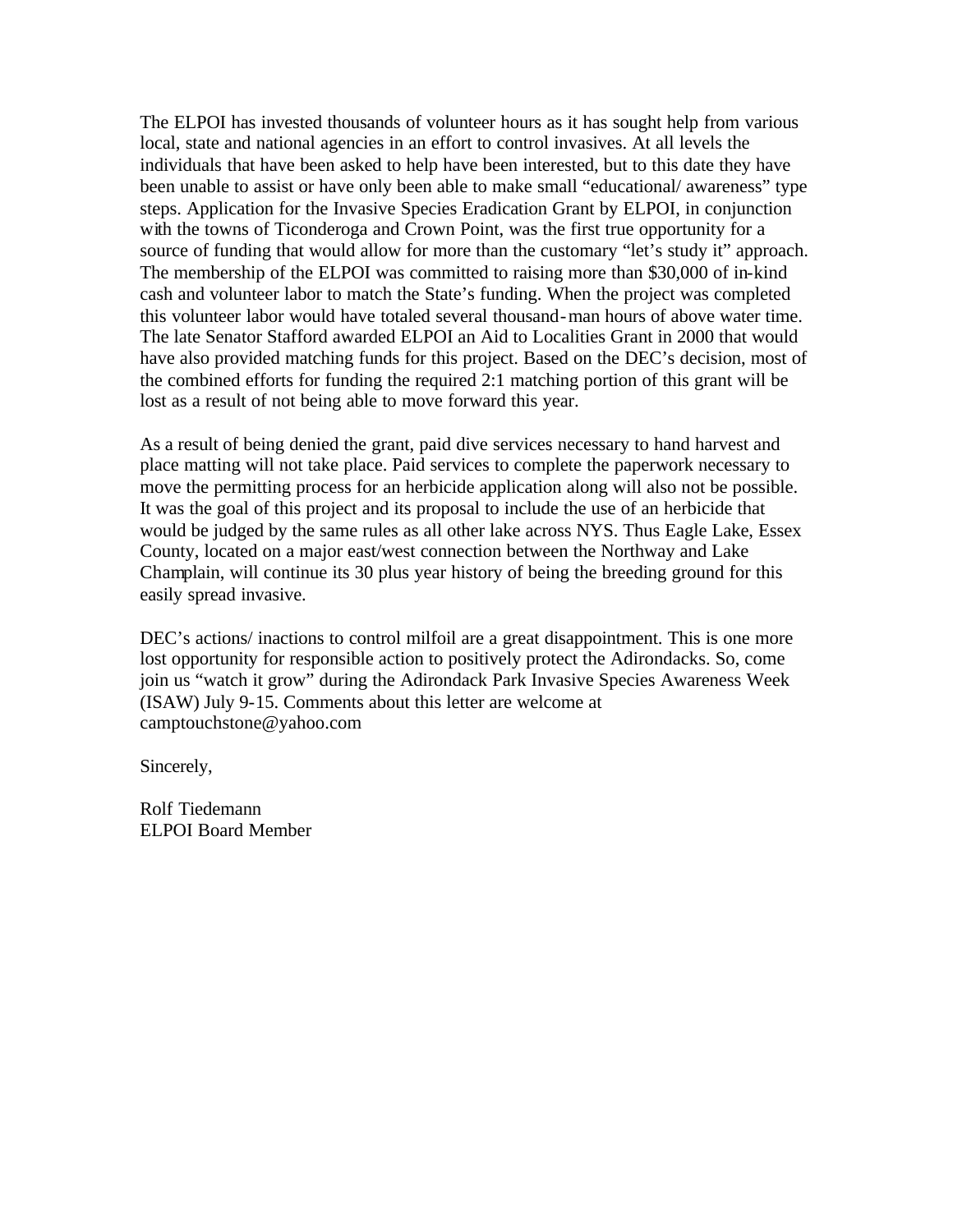The ELPOI has invested thousands of volunteer hours as it has sought help from various local, state and national agencies in an effort to control invasives. At all levels the individuals that have been asked to help have been interested, but to this date they have been unable to assist or have only been able to make small "educational/ awareness" type steps. Application for the Invasive Species Eradication Grant by ELPOI, in conjunction with the towns of Ticonderoga and Crown Point, was the first true opportunity for a source of funding that would allow for more than the customary "let's study it" approach. The membership of the ELPOI was committed to raising more than $30,000 of in-kind cash and volunteer labor to match the State's funding. When the project was completed this volunteer labor would have totaled several thousand-man hours of above water time. The late Senator Stafford awarded ELPOI an Aid to Localities Grant in 2000 that would have also provided matching funds for this project. Based on the DEC's decision, most of the combined efforts for funding the required 2:1 matching portion of this grant will be lost as a result of not being able to move forward this year.

As a result of being denied the grant, paid dive services necessary to hand harvest and place matting will not take place. Paid services to complete the paperwork necessary to move the permitting process for an herbicide application along will also not be possible. It was the goal of this project and its proposal to include the use of an herbicide that would be judged by the same rules as all other lake across NYS. Thus Eagle Lake, Essex County, located on a major east/west connection between the Northway and Lake Champlain, will continue its 30 plus year history of being the breeding ground for this easily spread invasive.

DEC's actions/ inactions to control milfoil are a great disappointment. This is one more lost opportunity for responsible action to positively protect the Adirondacks. So, come join us "watch it grow" during the Adirondack Park Invasive Species Awareness Week (ISAW) July 9-15. Comments about this letter are welcome at camptouchstone@yahoo.com

Sincerely,

Rolf Tiedemann
ELPOI Board Member